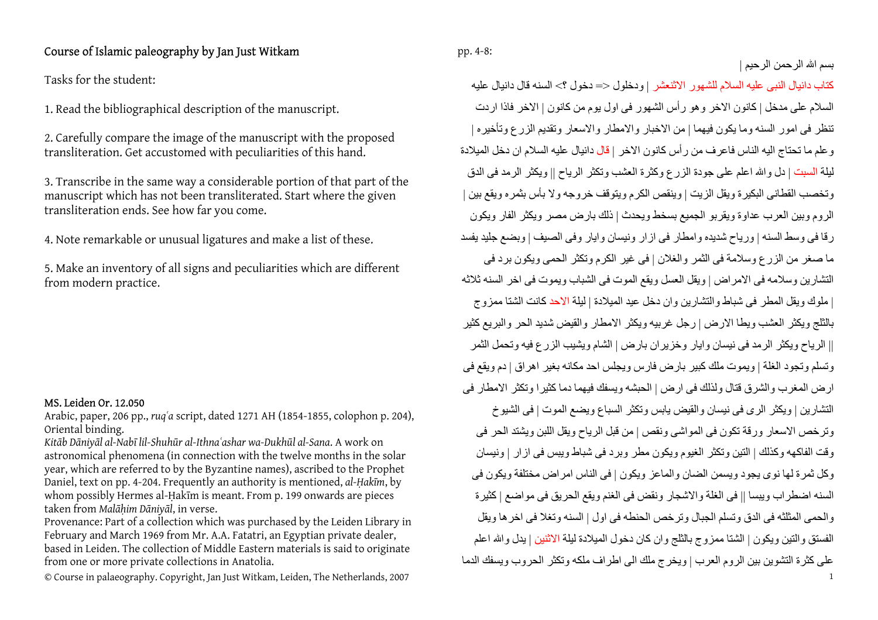## Course of Islamic paleography by Jan Just Witkam

Tasks for the student:

1. Read the bibliographical description of the manuscript.

2. Carefully compare the image of the manuscript with the proposed transliteration. Get accustomed with peculiarities of this hand.

3. Transcribe in the same way a considerable portion of that part of the manuscript which has not been transliterated. Start where the given transliteration ends. See how far you come.

4. Note remarkable or unusual ligatures and make a list of these.

5. Make an inventory of all signs and peculiarities which are different from modern practice.

**MS. Leiden Or. 12.050**
Arabic, paper, 206 pp., *ruqʿa* script, dated 1271 AH (1854-1855, colophon p. 204), Oriental binding.
*Kitāb Dāniyāl al-Nabī lil-Shuhūr al-Ithnaʿashar wa-Dukhūl al-Sana*. A work on astronomical phenomena (in connection with the twelve months in the solar year, which are referred to by the Byzantine names), ascribed to the Prophet Daniel, text on pp. 4-204. Frequently an authority is mentioned, *al-Ḥakīm*, by whom possibly Hermes al-Ḥakīm is meant. From p. 199 onwards are pieces taken from *Malāḥim Dāniyāl*, in verse.
Provenance: Part of a collection which was purchased by the Leiden Library in February and March 1969 from Mr. A.A. Fatatri, an Egyptian private dealer, based in Leiden. The collection of Middle Eastern materials is said to originate from one or more private collections in Anatolia.

© Course in palaeography. Copyright, Jan Just Witkam, Leiden, The Netherlands, 2007

pp. 4-8:

بسم الله الرحمن الرحيم |
كتاب دانيال النبى عليه السلام للشهور الاثنعشر | ودخلول <= دخول ؟> السنه قال دانيال عليه
السلام على مدخل | كانون الاخر وهو رأس الشهور فى اول يوم من كانون | الاخر فاذا اردت
تنظر فى امور السنه وما يكون فيهما | من الاخبار والامطار والاسعار وتقديم الزرع وتأخيره |
وعلم ما تحتاج اليه الناس فاعرف من رأس كانون الاخر | قال دانيال عليه السلام ان دخل الميلادة
ليلة السبت | دل والله اعلم على جودة الزرع وكثرة العشب وتكثر الرياح || ويكثر الرمد فى الدق
وتخصب القطانى البكيرة ويقل الزيت | وينقص الكرم ويتوقف خروجه ولا بأس بثمره ويقع بين |
الروم وبين العرب عداوة ويقربو الجميع بسخط ويحدث | ذلك بارض مصر ويكثر الفار ويكون
رقا فى وسط السنه | ورياح شديده وامطار فى ازار ونيسان وايار وفى الصيف | وبضع جليد يفسد
ما صغر من الزرع وسلامة فى الثمر والغلان | فى غير الكرم وتكثر الحمى ويكون برد فى
التشارين وسلامه فى الامراض | ويقل العسل ويقع الموت فى الشباب ويموت فى اخر السنه ثلاثه
| ملوك ويقل المطر فى شباط والتشارين وان دخل عيد الميلادة | ليلة الاحد كانت الشتا ممزوج
بالثلج ويكثر العشب ويطا الارض | رجل غربيه ويكثر الامطار والقيض شديد الحر والبريع كثير
|| الرياح ويكثر الرمد فى نيسان وايار وخزيران بارض | الشام ويشيب الزرع فيه وتحمل الثمر
وتسلم وتجود الغلة | ويموت ملك كبير بارض فارس ويجلس احد مكانه بغير اهراق | دم ويقع فى
ارض المغرب والشرق قتال ولذلك فى ارض | الحبشه ويسفك فيهما دما كثيرا وتكثر الامطار فى
التشارين | ويكثر الرى فى نيسان والقيض يابس وتكثر السباع ويضع الموت | فى الشيوخ
وترخص الاسعار ورقة تكون فى المواشى ونقص | من قبل الرياح ويقل اللبن ويشتد الحر فى
وقت الفاكهه وكذلك | التين وتكثر الغيوم ويكون مطر وبرد فى شباط ويبس فى ازار | ونيسان
وكل ثمرة لها نوى يجود ويسمن الضان والماعز ويكون | فى الناس امراض مختلفة ويكون فى
السنه اضطراب ويبسا || فى الغلة والاشجار ونقض فى الغنم ويقع الحريق فى مواضع | كثيرة
والحمى المثلثه فى الدق وتسلم الجبال وترخص الحنطه فى اول | السنه وتغلا فى اخرها ويقل
الفستق والتين ويكون | الشتا ممزوج بالثلج وان كان دخول الميلادة ليلة الاثنين | يدل والله اعلم
على كثرة التشوين بين الروم العرب | ويخرج ملك الى اطراف ملكه وتكثر الحروب ويسفك الدما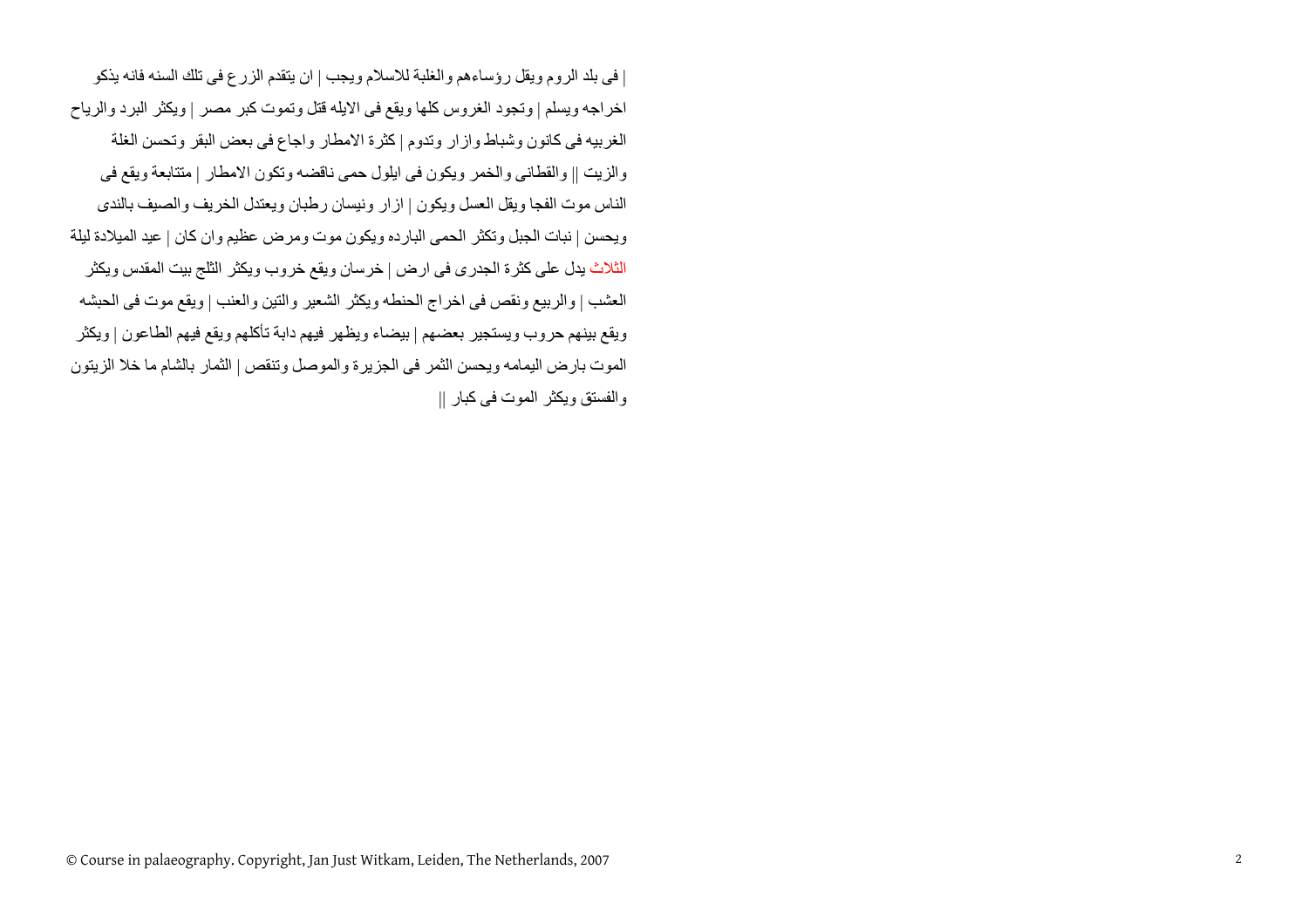| فى بلد الروم ويقل رؤساءهم والغلبة للاسلام ويجب | ان يتقدم الزرع فى تلك السنه فانه يذكو اخراجه ويسلم | وتجود الغروس كلها ويقع فى الابله قتل وتموت كبر مصر | ويكثر البرد والرياح الغربيه فى كانون وشباط وازار وتدوم | كثرة الامطار واجاع فى بعض البقر وتحسن الغلة والزيت || والقطانى والخمر ويكون فى ايلول حمى ناقضه وتكون الامطار | متتابعة ويقع فى الناس موت الفجا ويقل العسل ويكون | ازار ونيسان رطبان ويعتدل الخريف والصيف بالندى ويحسن | نبات الجبل وتكثر الحمى البارده ويكون موت ومرض عظيم وان كان | عيد الميلادة ليلة الثلاث يدل على كثرة الجدرى فى ارض | خرسان ويقع خروب ويكثر الثلج بيت المقدس ويكثر العشب | والربيع ونقص فى اخراج الحنطه ويكثر الشعير والتين والعنب | ويقع موت فى الحبشه ويقع بينهم حروب ويستجير بعضهم | بيضاء ويظهر فيهم دابة تأكلهم ويقع فيهم الطاعون | ويكثر الموت بارض اليمامه ويحسن الثمر فى الجزيرة والموصل وتنقص | الثمار بالشام ما خلا الزيتون والفستق ويكثر الموت فى كبار ||

© Course in palaeography. Copyright, Jan Just Witkam, Leiden, The Netherlands, 2007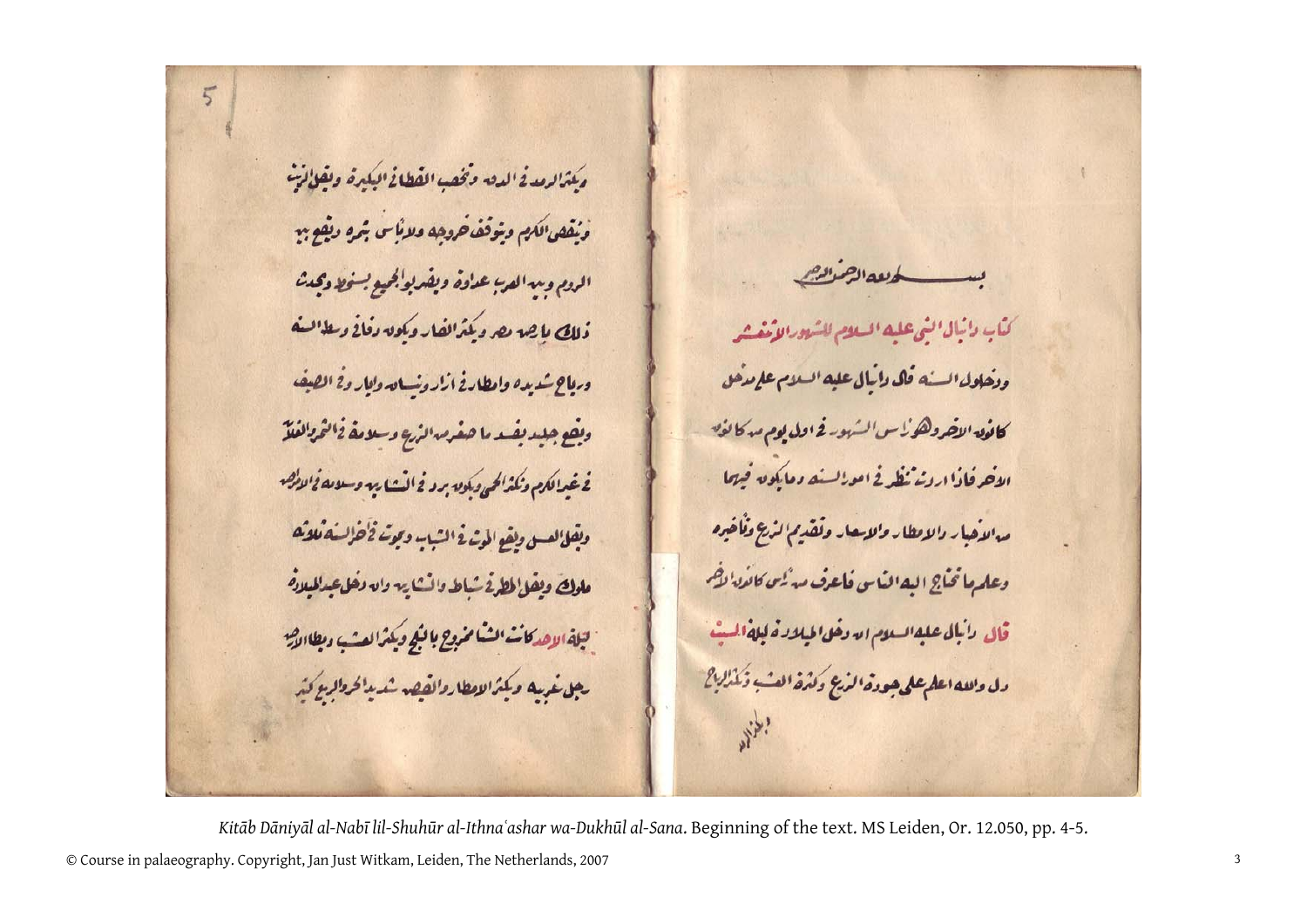*Kitāb Dāniyāl al-Nabī lil-Shuhūr al-Ithnaʿashar wa-Dukhūl al-Sana*. Beginning of the text. MS Leiden, Or. 12.050, pp. 4-5.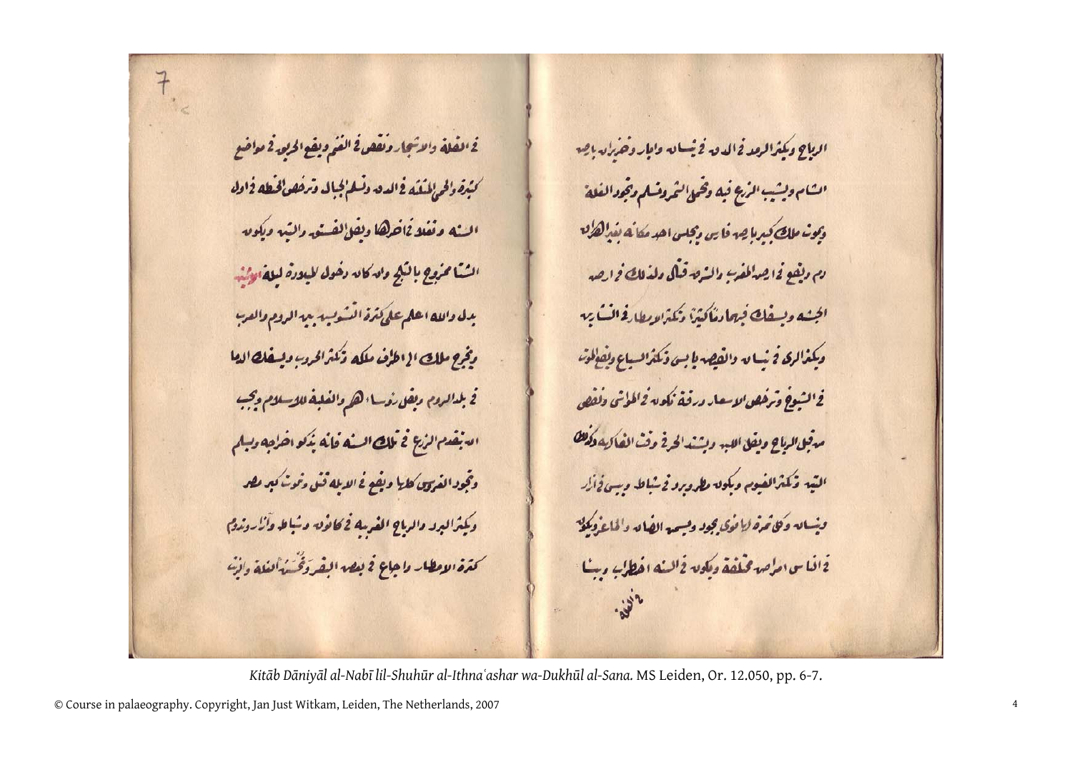الرياح ويكثر الرعد في اذار في نيسان وايار وحزيران بارض
الشام ويصيب الزرع فيه وتحمل الثمر وتسلم وتجود الغلة
ويموت ملك كبير بارض فارس ويجلس احد مكانه بغير الارث
ثم ويقع في ارض المغرب والمشرق قتال وللملك في ارض
الحبشة ويهلك فيها دواب كثيرة ويكثر الامطار في الشتاء
ويكثر البرد في نيسان والقيظ يابس ويكثر السباع ويقع الموت
في الشيوخ وترخص الاسعار ورقة تكون في المواشي ونقص
من قبل الرياح ويقل اللبن ويشتد الحر في وقت الفاكهة وكذلك
التين ويكثر الغيوم ويكون مطر وبرد في شباط ويبس في اذار
ونيسان وكل ثمرة لا تكون تجود ويسمن الضان والماعز ويكون
في الناس امراض مختلفة ويكون في السنة اضطراب وبها

في الغلة

في الغلة والاشجار ونقص في الغنم ويقع الحرب في مواضع
كثيرة والحمى المتفشية في الدم وتسلم الجبال وترخص الحنطة في اول
السنة وتغلو في اخرها ويقل الفستق والتين ويكون
الشتاء ممزوج بالثلج وان كان دخول الميزان ليلة الاثنين
يدل والله اعلم على كثرة التشويش بين الروم والعرب
ويخرج ملك الى اطراف ملكه وتكثر الحروب ويهلك الدما
في بلد الروم ويقل رؤساءهم والغلبة للاسلام ويجب
ان يتقدم الزرع في تلك السنة فانه يذكو اخراجه ويسلم
وتجود الفروج كلها ويقع في الابل قتل ويموت كبير مصر
ويكثر البرد والرياح الغربية في كانون وشباط واذار ويدوم
كثرة الامطار واجاع في بعض البقر وتحسن الغلة وان

*Kitāb Dāniyāl al-Nabī lil-Shuhūr al-Ithnaʿashar wa-Dukhūl al-Sana.* MS Leiden, Or. 12.050, pp. 6-7.

© Course in palaeography. Copyright, Jan Just Witkam, Leiden, The Netherlands, 2007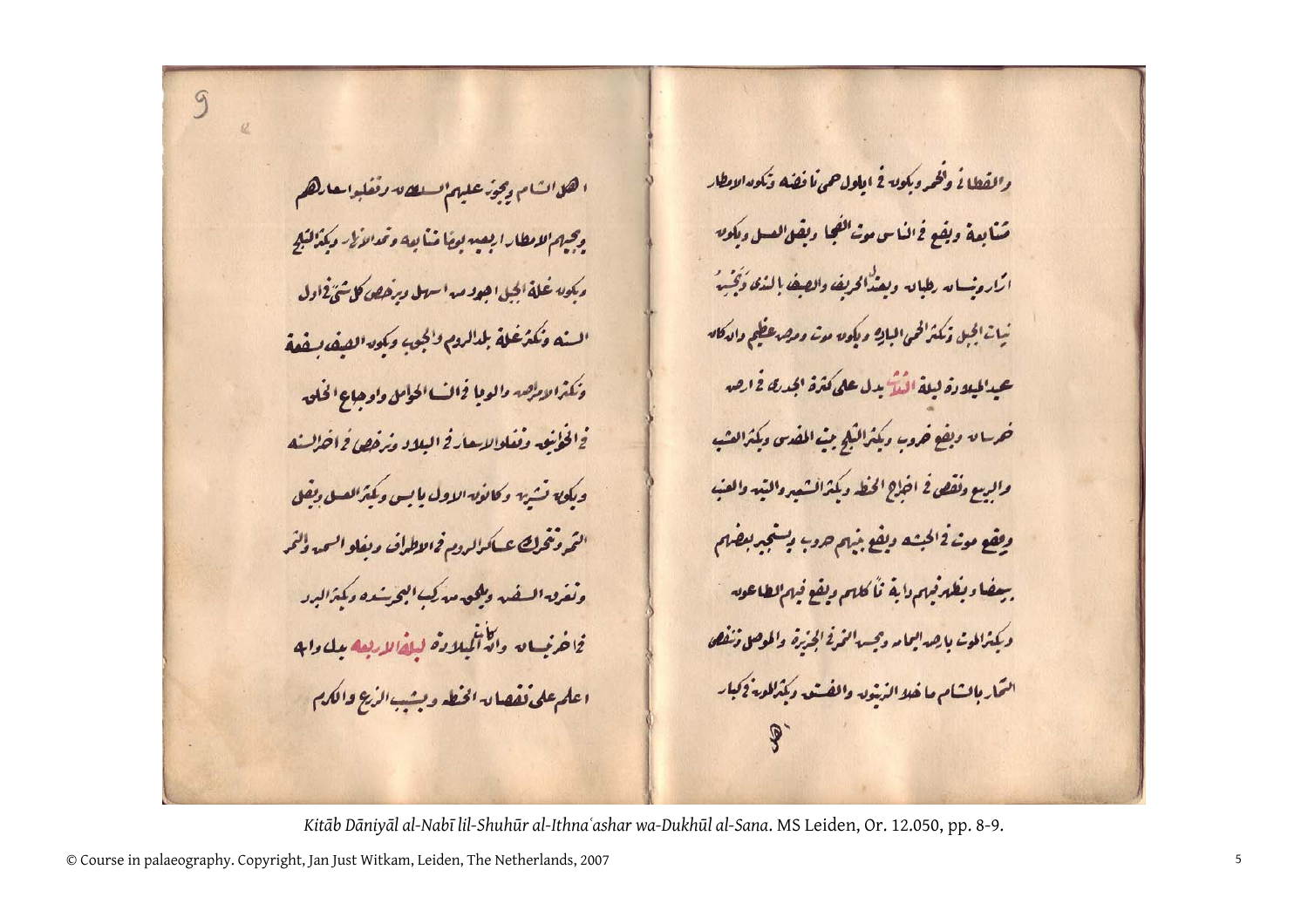والقطاني والتمر ويكون في ايلول حمى نافضة وتكون الامطار
متتابعة ويقع في الناس موت الفجا ويقل العسل ويكون
اذار ونيسان رطبان ويشتد الخريف والصيف بالندى ويخصب
نبات الجبل ويكثر الحمى البارد ويكون موت ومرض عظيم وان كان
عيد الميلاد ليلة الثلثا يدل على كثرة الجدري في ارض
خراسان ويقع حروب ويكثر الثلج في المقدس ويكثر العشب
والربيع ونقص في اخراج الحنطة ويكثر الشعير والتين والعنب
ويقع موت في الحبشة ويقع بينهم حروب ويسبي بعضهم
بعضا ويظهر فيهم دابة تاكلهم ويقع فيهم الطاعون
ويكثر الموت بارض اليمامة وجميع الثغور الجزيرة والموصل وتنقص
الثمار بالشام ما خلا الزيتون والفستق ويكثر الورد في كبار

اهل

اهل الشام ويجوز عليهم السلاطين ويقتلوا اشرارهم
ويحبس الامطار اربعين يوما متتابعة وتمد الانهار ويكثر الثلج
ويكون غلة الجبل اجود من السهل ويرخص كل شي في اول
السنة ويكثر غلة بلاد الروم والجنوب ويكون الصيف بصفة
ويكثر الامراض والوبا في الحوامل واوجاع الحلق
في الخوانيق ويغلو الاسعار في البلاد ويرخص في اخر السنة
ويكون تشرين وكانون الاول يابس ويكثر العسل ويقل
التمر وتتحرك عساكر الروم في الاطراف ويغلو السمن والتمر
وتغرق السفن ويلحق من ركب البحر شدة ويكثر البرد
في اخر نيسان وان كان الميلاد ليلة الاربعا يدل وان
اعلم على نقصان الحنطة وبشتب الزرع والكرم

*Kitāb Dāniyāl al-Nabī lil-Shuhūr al-Ithnaʿashar wa-Dukhūl al-Sana*. MS Leiden, Or. 12.050, pp. 8-9.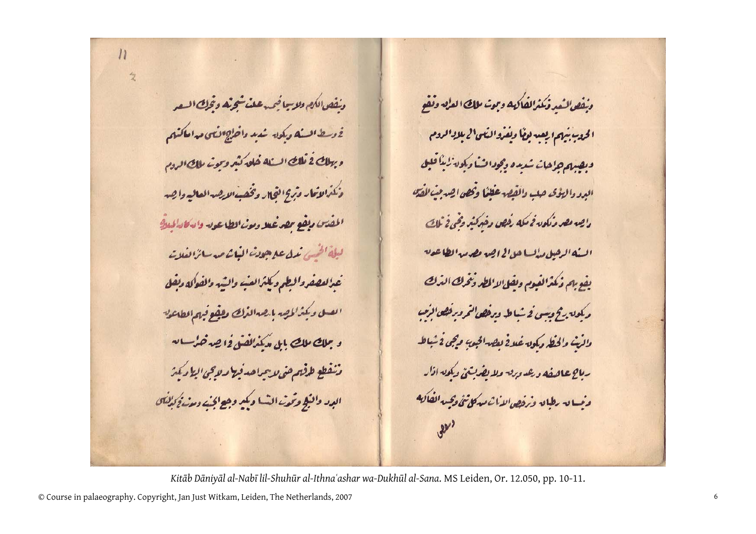وينقص الشعير وتكثر الفاكهه ويموت ملك العراق وتقع

الحروب بينهم اربعه يومًا ويغزوا الناس الى بلاد الروم

ويصيبهم جراحات شديده ويموت افتا ويكون زلزلا قليل

البرد والهوى صعب والقمح غليًا وتخرب ارض بيت المقدس

وارض مصر وتكون في مكه رخص وخير كثير وحمى في تلك

السنه الرجل من اهل الى ارض مصر من الطاعون

يقع بهم وتكثر الغيوم ويقل الامطار وتخرب الترك

ويكون ريح ويبس في شباط ويرخص التمر ويرخص الزبيب

والزيت والحنطه ويكون غلا في بعض الحبوب وحمى في شباط

رياح عاصفه ورعد وبرق ولا يضر شي ويكون اذار

ونيسان رطبان ويرخص الالوان من كل شي وحب الفاكهه

وطعي

وينقص الكرم والاوسيا فيصبه عفن شجرته وتحرك السعر

في وسط السنه ويكون شديد واخراج الناس من اماكنهم

ويهلك في ثلاث السنه خلق كثير ويموت ملك الروم

وتكثر الامطار وتربح التجار وتخصب الارض العاليه وارض

المقدس ويقع بعض غلا ويموت الطاعون وان كان الميلاد

ليله الخميس تدل على جوده النبات من سائر الغلات

غير العصفر والبطم ويكثر العنب والتين والفواكه ويقل

العسل ويكثر المرض بارض الترك ويقع فيهم الطاعون

ويهلك ملك بابل ويكثر القتل في ارض خراسان

وتنقطع طرقهم حتى لا يجيا احد فيها ولا يجي اليها ويكثر

البرد والثلج وتموت النسا ويكثر وجع الجنب ووجع في كل الناس

*Kitāb Dāniyāl al-Nabī lil-Shuhūr al-Ithnaʿashar wa-Dukhūl al-Sana*. MS Leiden, Or. 12.050, pp. 10-11.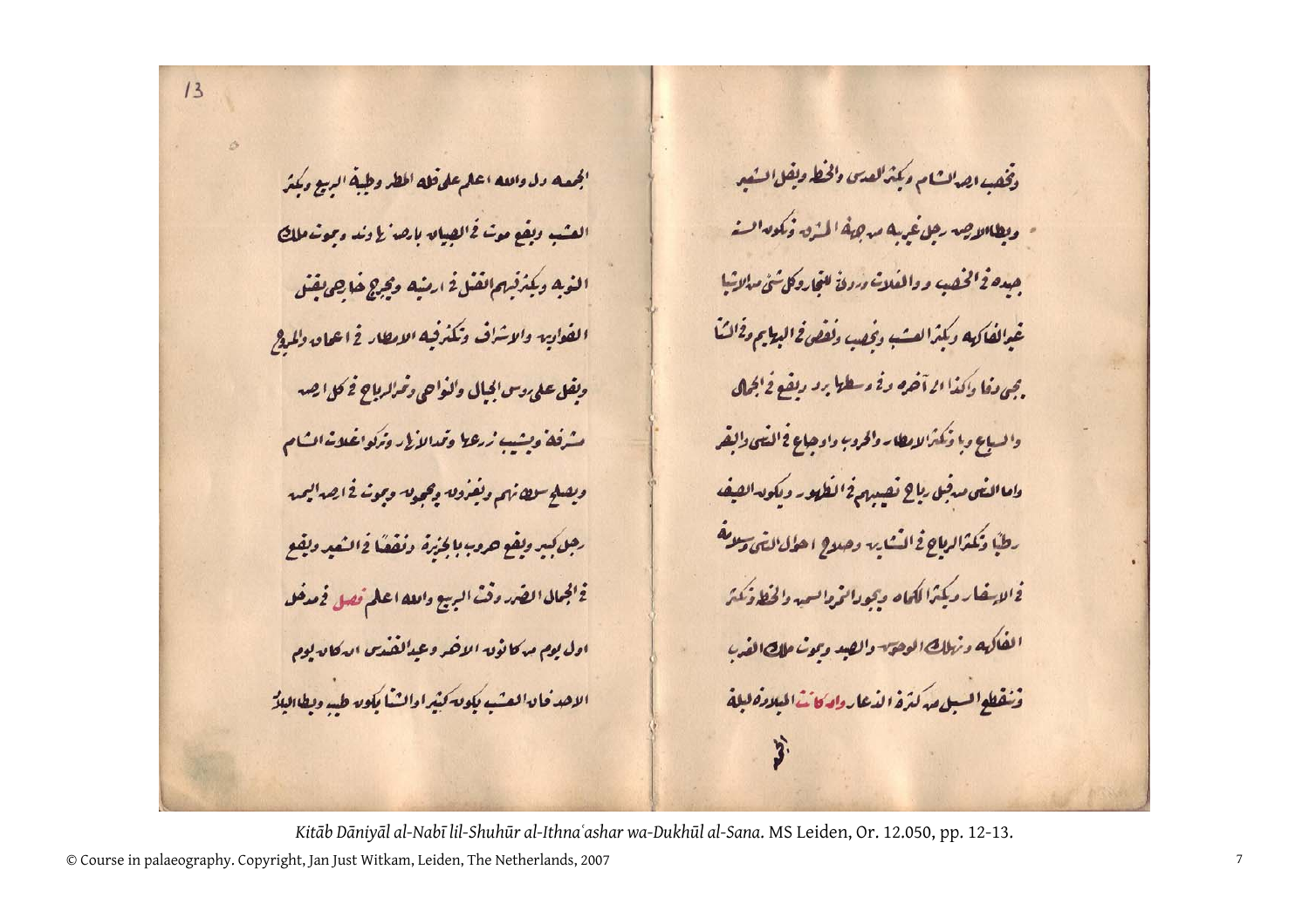ويخصب اهل الشام ويكثر العدس والحنطة ويقل الشعير

ويطا الارض رجل غريب من جهة المغرب ويكون السنة

جيده في الخصب و والغلات ورزق للتجار وكل شي من النبات

غير الفاكهه ويكثر العشب ويخصب ونقص في البهايم وفي الشتا

يجي دفا والكدا ان آخره وفي وسطها برد ويقع في الجبال

والسباع وبا وكثرة الامطار والحروب واوجاع في الغنم والبقر

واما الغنم من قبل رياح تصيبهم في الظهور ويكون الصيف

رطبا وتكثر الرياح في الشتاء وصلاح احوال الغنم وسلامة

في الاسفار ويكثر الكماه ويجود الزرع السمسم والحنطة ويكثر

الفاكهه وهلاك الوحوش والصيد ويموت ملك العرب

وتنقطع السبل من كثرة الدعار وان كانت الليلة في ليلة

الجمعة

الجمعة دل والله اعلم على قلة المطر وطيبة الربيع ويكثر

العشب ويقع موت في الصبيان بامراض وتنه ويموت ملك

النوبة ويكثر فيهم القتل في ارضهم ويخرج خارجي يقتل

الفوارس والاشراف وتكثر فيه الامطار في اعيان والمرعى

ويقل على رووس الجبال والنواحي وتكثر الرياح في كل ارض

مشرقة ويشب زرعها وتمد الانهار وترخص غلات الشام

ويصلح سلطانهم ويغزون ويجيون ويموت في ارض اليمن

رجل كبير ويقع حروب بالجزيرة ونقصا في الشعير ويقع

في الجبال الضرر وفي الربيع والله اعلم فصل في دخول

اول يوم من كانون الاخر وعيد القدس ان كان يوم

الاحد فان العشب يكون كثيرا والشتا يكون طيب ويطا البلاد

*Kitāb Dāniyāl al-Nabī lil-Shuhūr al-Ithnaʿashar wa-Dukhūl al-Sana.* MS Leiden, Or. 12.050, pp. 12-13.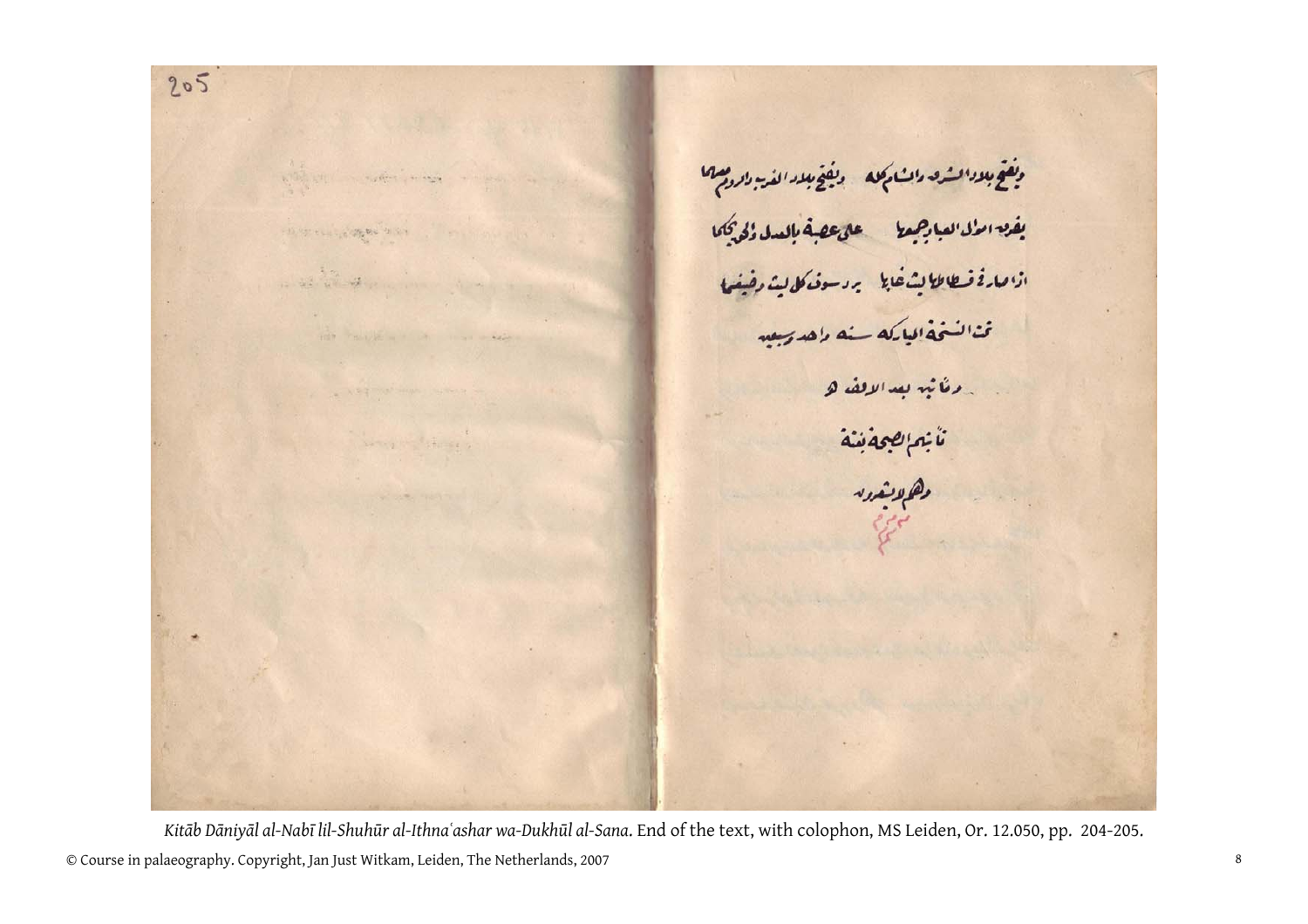*Kitāb Dāniyāl al-Nabī lil-Shuhūr al-Ithnaʿashar wa-Dukhūl al-Sana*. End of the text, with colophon, MS Leiden, Or. 12.050, pp. 204-205.